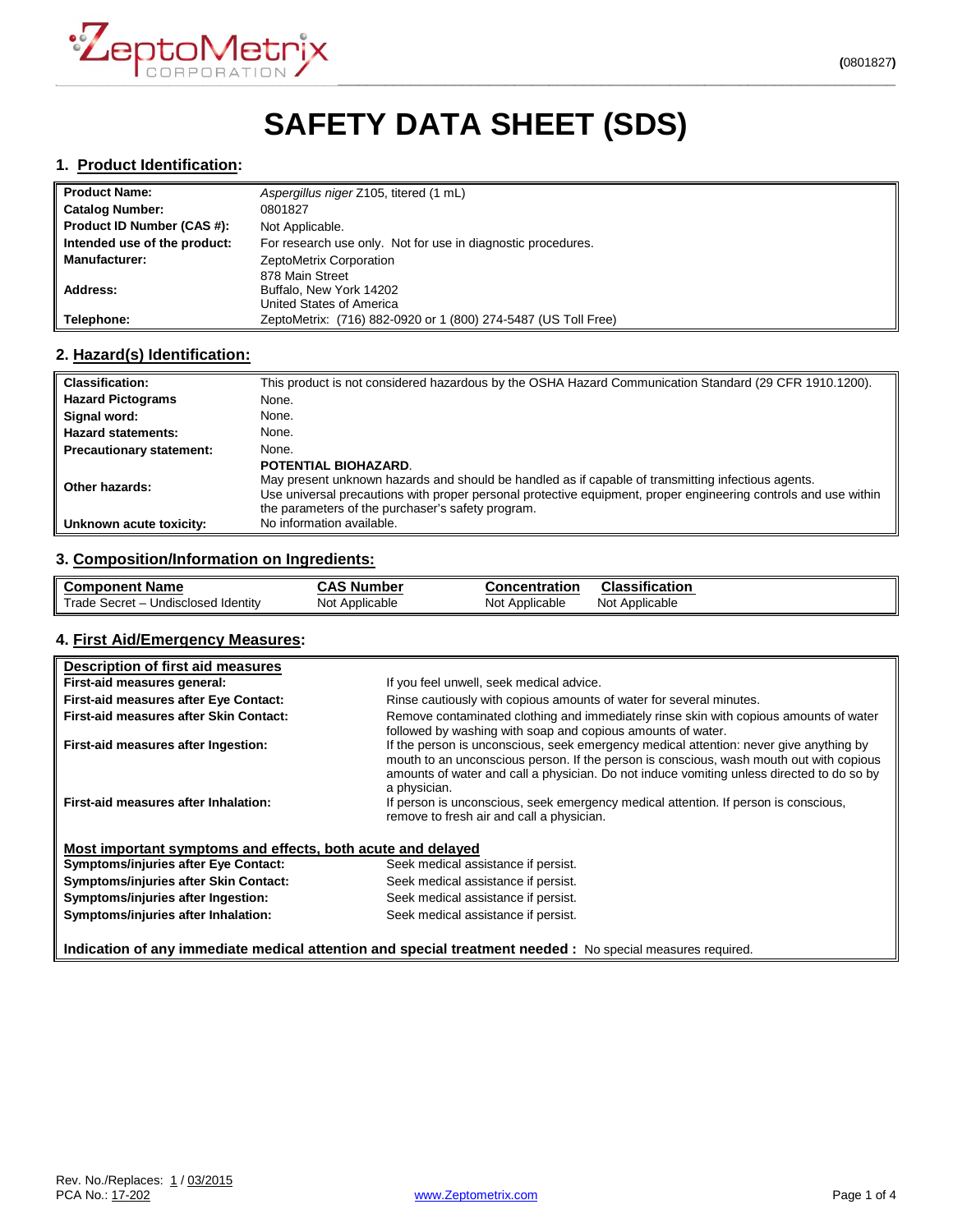ZeptoMetrix CORPORATION

(0801827)

# SAFETY DATA SHEET (SDS)

## 1. Product Identification:

| | |
|---|---|
| **Product Name:** | *Aspergillus niger* Z105, titered (1 mL) |
| **Catalog Number:** | 0801827 |
| **Product ID Number (CAS #):** | Not Applicable. |
| **Intended use of the product:** | For research use only. Not for use in diagnostic procedures. |
| **Manufacturer:** | ZeptoMetrix Corporation |
| **Address:** | 878 Main Street<br>Buffalo, New York 14202<br>United States of America |
| **Telephone:** | ZeptoMetrix: (716) 882-0920 or 1 (800) 274-5487 (US Toll Free) |

## 2. Hazard(s) Identification:

| | |
|---|---|
| **Classification:** | This product is not considered hazardous by the OSHA Hazard Communication Standard (29 CFR 1910.1200). |
| **Hazard Pictograms** | None. |
| **Signal word:** | None. |
| **Hazard statements:** | None. |
| **Precautionary statement:** | None. |
| **Other hazards:** | **POTENTIAL BIOHAZARD**.<br>May present unknown hazards and should be handled as if capable of transmitting infectious agents.<br>Use universal precautions with proper personal protective equipment, proper engineering controls and use within the parameters of the purchaser's safety program. |
| **Unknown acute toxicity:** | No information available. |

## 3. Composition/Information on Ingredients:

| Component Name | CAS Number | Concentration | Classification |
|---|---|---|---|
| Trade Secret – Undisclosed Identity | Not Applicable | Not Applicable | Not Applicable |

## 4. First Aid/Emergency Measures:

**Description of first aid measures**

| | |
|---|---|
| **First-aid measures general:** | If you feel unwell, seek medical advice. |
| **First-aid measures after Eye Contact:** | Rinse cautiously with copious amounts of water for several minutes. |
| **First-aid measures after Skin Contact:** | Remove contaminated clothing and immediately rinse skin with copious amounts of water followed by washing with soap and copious amounts of water. |
| **First-aid measures after Ingestion:** | If the person is unconscious, seek emergency medical attention: never give anything by mouth to an unconscious person. If the person is conscious, wash mouth out with copious amounts of water and call a physician. Do not induce vomiting unless directed to do so by a physician. |
| **First-aid measures after Inhalation:** | If person is unconscious, seek emergency medical attention. If person is conscious, remove to fresh air and call a physician. |

**Most important symptoms and effects, both acute and delayed**

| | |
|---|---|
| **Symptoms/injuries after Eye Contact:** | Seek medical assistance if persist. |
| **Symptoms/injuries after Skin Contact:** | Seek medical assistance if persist. |
| **Symptoms/injuries after Ingestion:** | Seek medical assistance if persist. |
| **Symptoms/injuries after Inhalation:** | Seek medical assistance if persist. |

**Indication of any immediate medical attention and special treatment needed :** No special measures required.

Rev. No./Replaces: 1 / 03/2015
PCA No.: 17-202

www.Zeptometrix.com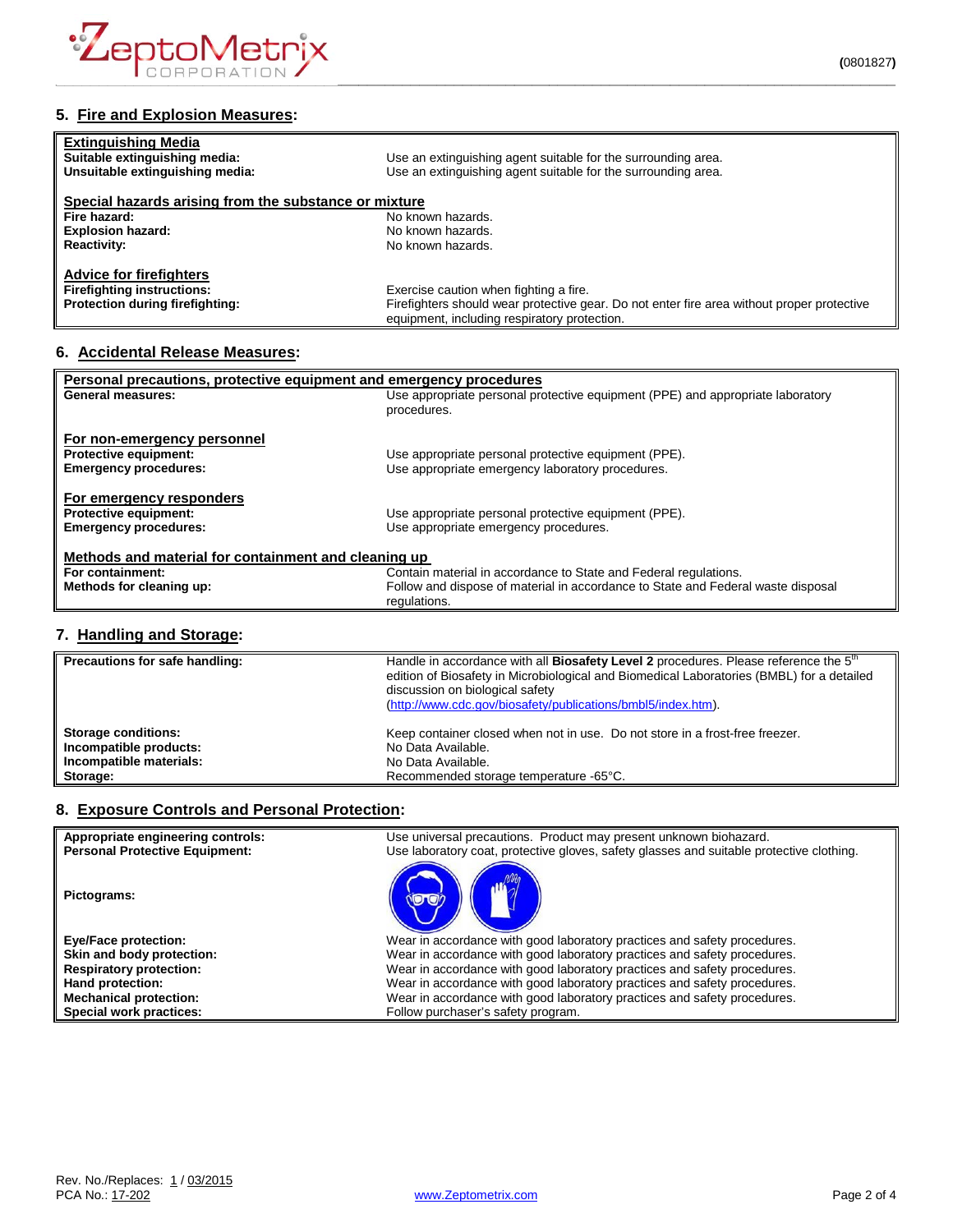## 5. Fire and Explosion Measures:

| | |
|---|---|
| **Extinguishing Media** | |
| **Suitable extinguishing media:** | Use an extinguishing agent suitable for the surrounding area. |
| **Unsuitable extinguishing media:** | Use an extinguishing agent suitable for the surrounding area. |
| **Special hazards arising from the substance or mixture** | |
| **Fire hazard:** | No known hazards. |
| **Explosion hazard:** | No known hazards. |
| **Reactivity:** | No known hazards. |
| **Advice for firefighters** | |
| **Firefighting instructions:** | Exercise caution when fighting a fire. |
| **Protection during firefighting:** | Firefighters should wear protective gear. Do not enter fire area without proper protective equipment, including respiratory protection. |

## 6. Accidental Release Measures:

| | |
|---|---|
| **Personal precautions, protective equipment and emergency procedures** | |
| **General measures:** | Use appropriate personal protective equipment (PPE) and appropriate laboratory procedures. |
| **For non-emergency personnel** | |
| **Protective equipment:** | Use appropriate personal protective equipment (PPE). |
| **Emergency procedures:** | Use appropriate emergency laboratory procedures. |
| **For emergency responders** | |
| **Protective equipment:** | Use appropriate personal protective equipment (PPE). |
| **Emergency procedures:** | Use appropriate emergency procedures. |
| **Methods and material for containment and cleaning up** | |
| **For containment:** | Contain material in accordance to State and Federal regulations. |
| **Methods for cleaning up:** | Follow and dispose of material in accordance to State and Federal waste disposal regulations. |

## 7. Handling and Storage:

| | |
|---|---|
| **Precautions for safe handling:** | Handle in accordance with all **Biosafety Level 2** procedures. Please reference the 5th edition of Biosafety in Microbiological and Biomedical Laboratories (BMBL) for a detailed discussion on biological safety (http://www.cdc.gov/biosafety/publications/bmbl5/index.htm). |
| **Storage conditions:** | Keep container closed when not in use. Do not store in a frost-free freezer. |
| **Incompatible products:** | No Data Available. |
| **Incompatible materials:** | No Data Available. |
| **Storage:** | Recommended storage temperature -65°C. |

## 8. Exposure Controls and Personal Protection:

| | |
|---|---|
| **Appropriate engineering controls:** | Use universal precautions. Product may present unknown biohazard. |
| **Personal Protective Equipment:** | Use laboratory coat, protective gloves, safety glasses and suitable protective clothing. |
| **Pictograms:** | |
| **Eye/Face protection:** | Wear in accordance with good laboratory practices and safety procedures. |
| **Skin and body protection:** | Wear in accordance with good laboratory practices and safety procedures. |
| **Respiratory protection:** | Wear in accordance with good laboratory practices and safety procedures. |
| **Hand protection:** | Wear in accordance with good laboratory practices and safety procedures. |
| **Mechanical protection:** | Wear in accordance with good laboratory practices and safety procedures. |
| **Special work practices:** | Follow purchaser's safety program. |

Rev. No./Replaces: 1 / 03/2015
PCA No.: 17-202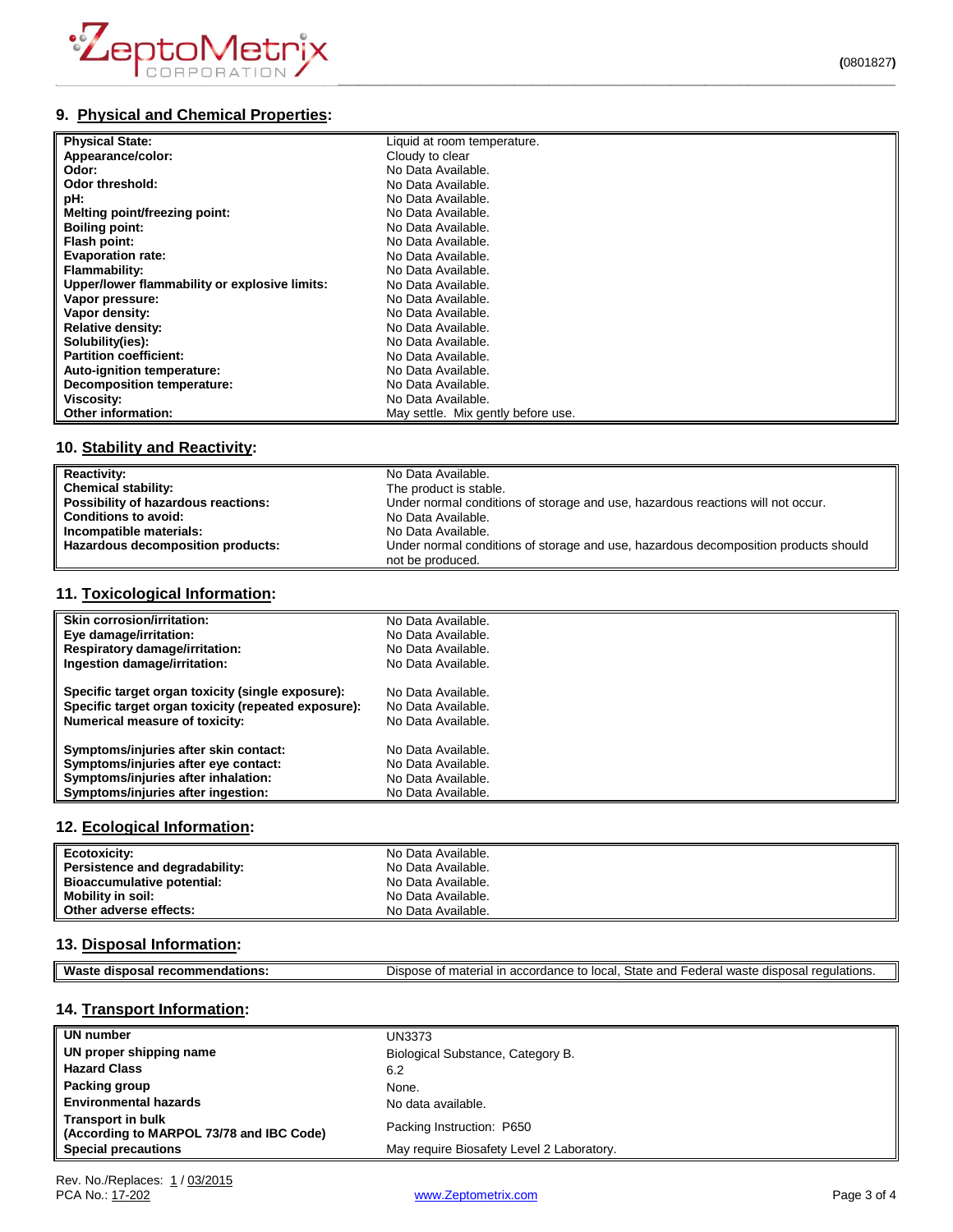## 9. Physical and Chemical Properties:

| | |
|---|---|
| **Physical State:** | Liquid at room temperature. |
| **Appearance/color:** | Cloudy to clear |
| **Odor:** | No Data Available. |
| **Odor threshold:** | No Data Available. |
| **pH:** | No Data Available. |
| **Melting point/freezing point:** | No Data Available. |
| **Boiling point:** | No Data Available. |
| **Flash point:** | No Data Available. |
| **Evaporation rate:** | No Data Available. |
| **Flammability:** | No Data Available. |
| **Upper/lower flammability or explosive limits:** | No Data Available. |
| **Vapor pressure:** | No Data Available. |
| **Vapor density:** | No Data Available. |
| **Relative density:** | No Data Available. |
| **Solubility(ies):** | No Data Available. |
| **Partition coefficient:** | No Data Available. |
| **Auto-ignition temperature:** | No Data Available. |
| **Decomposition temperature:** | No Data Available. |
| **Viscosity:** | No Data Available. |
| **Other information:** | May settle. Mix gently before use. |

## 10. Stability and Reactivity:

| | |
|---|---|
| **Reactivity:** | No Data Available. |
| **Chemical stability:** | The product is stable. |
| **Possibility of hazardous reactions:** | Under normal conditions of storage and use, hazardous reactions will not occur. |
| **Conditions to avoid:** | No Data Available. |
| **Incompatible materials:** | No Data Available. |
| **Hazardous decomposition products:** | Under normal conditions of storage and use, hazardous decomposition products should not be produced. |

## 11. Toxicological Information:

| | |
|---|---|
| **Skin corrosion/irritation:** | No Data Available. |
| **Eye damage/irritation:** | No Data Available. |
| **Respiratory damage/irritation:** | No Data Available. |
| **Ingestion damage/irritation:** | No Data Available. |
| **Specific target organ toxicity (single exposure):** | No Data Available. |
| **Specific target organ toxicity (repeated exposure):** | No Data Available. |
| **Numerical measure of toxicity:** | No Data Available. |
| **Symptoms/injuries after skin contact:** | No Data Available. |
| **Symptoms/injuries after eye contact:** | No Data Available. |
| **Symptoms/injuries after inhalation:** | No Data Available. |
| **Symptoms/injuries after ingestion:** | No Data Available. |

## 12. Ecological Information:

| | |
|---|---|
| **Ecotoxicity:** | No Data Available. |
| **Persistence and degradability:** | No Data Available. |
| **Bioaccumulative potential:** | No Data Available. |
| **Mobility in soil:** | No Data Available. |
| **Other adverse effects:** | No Data Available. |

## 13. Disposal Information:

| | |
|---|---|
| **Waste disposal recommendations:** | Dispose of material in accordance to local, State and Federal waste disposal regulations. |

## 14. Transport Information:

| | |
|---|---|
| **UN number** | UN3373 |
| **UN proper shipping name** | Biological Substance, Category B. |
| **Hazard Class** | 6.2 |
| **Packing group** | None. |
| **Environmental hazards** | No data available. |
| **Transport in bulk (According to MARPOL 73/78 and IBC Code)** | Packing Instruction: P650 |
| **Special precautions** | May require Biosafety Level 2 Laboratory. |

Rev. No./Replaces: 1 / 03/2015
PCA No.: 17-202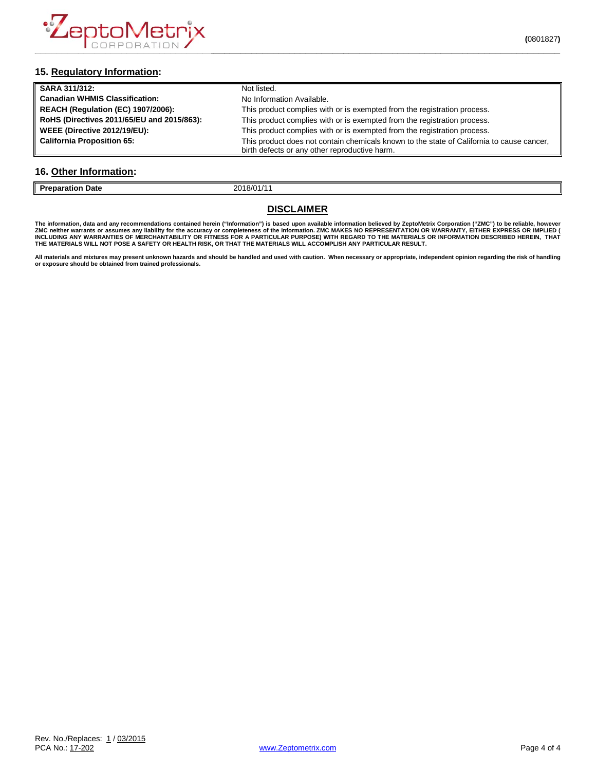## 15. Regulatory Information:

| | |
|---|---|
| **SARA 311/312:** | Not listed. |
| **Canadian WHMIS Classification:** | No Information Available. |
| **REACH (Regulation (EC) 1907/2006):** | This product complies with or is exempted from the registration process. |
| **RoHS (Directives 2011/65/EU and 2015/863):** | This product complies with or is exempted from the registration process. |
| **WEEE (Directive 2012/19/EU):** | This product complies with or is exempted from the registration process. |
| **California Proposition 65:** | This product does not contain chemicals known to the state of California to cause cancer, birth defects or any other reproductive harm. |

## 16. Other Information:

| | |
|---|---|
| **Preparation Date** | 2018/01/11 |

## DISCLAIMER

**The information, data and any recommendations contained herein ("Information") is based upon available information believed by ZeptoMetrix Corporation ("ZMC") to be reliable, however ZMC neither warrants or assumes any liability for the accuracy or completeness of the Information. ZMC MAKES NO REPRESENTATION OR WARRANTY, EITHER EXPRESS OR IMPLIED ( INCLUDING ANY WARRANTIES OF MERCHANTABILITY OR FITNESS FOR A PARTICULAR PURPOSE) WITH REGARD TO THE MATERIALS OR INFORMATION DESCRIBED HEREIN, THAT THE MATERIALS WILL NOT POSE A SAFETY OR HEALTH RISK, OR THAT THE MATERIALS WILL ACCOMPLISH ANY PARTICULAR RESULT.**

**All materials and mixtures may present unknown hazards and should be handled and used with caution. When necessary or appropriate, independent opinion regarding the risk of handling or exposure should be obtained from trained professionals.**

Rev. No./Replaces: 1 / 03/2015
PCA No.: 17-202